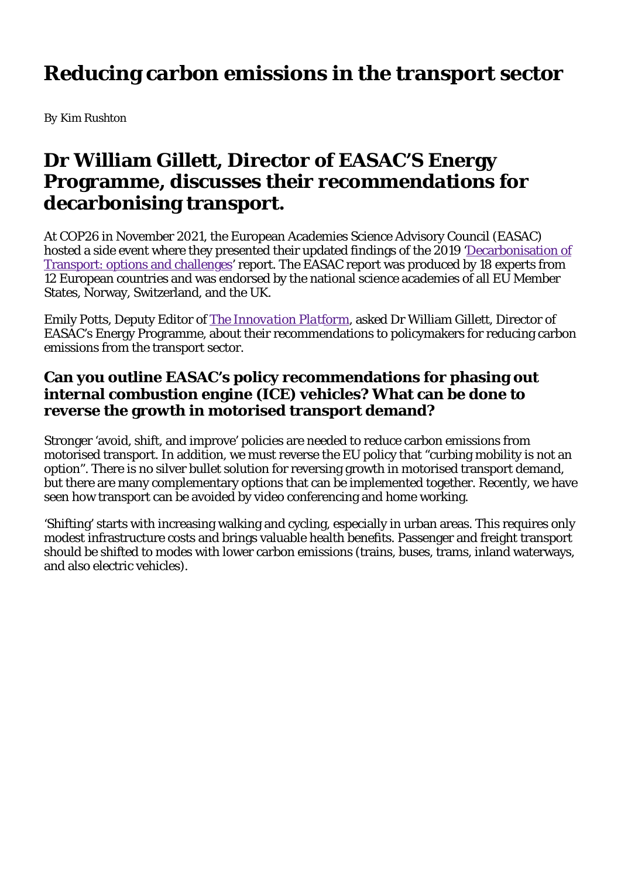# Reducing carbon emissions in the transport sector

By Kim Rushton

## Dr William Gillett, Director of EASAC'S Energy Programme, discusses their recommendations for decarbonising transport.

At COP26 in November 2021, the European Academies Science Advisory Council (EASAC) hosted a side event where they presented their updated findings of the 2019 'Decarbonisation of Transport: options and challenges' report. The EASAC report was produced by 18 experts from 12 European countries and was endorsed by the national science academies of all EU Member States, Norway, Switzerland, and the UK.

Emily Potts, Deputy Editor of *The Innovation Platform*, asked Dr William Gillett, Director of EASAC's Energy Programme, about their recommendations to policymakers for reducing carbon emissions from the transport sector.

### Can you outline EASAC's policy recommendations for phasing out internal combustion engine (ICE) vehicles? What can be done to reverse the growth in motorised transport demand?

Stronger 'avoid, shift, and improve' policies are needed to reduce carbon emissions from motorised transport. In addition, we must reverse the EU policy that "curbing mobility is not an option". There is no silver bullet solution for reversing growth in motorised transport demand, but there are many complementary options that can be implemented together. Recently, we have seen how transport can be avoided by video conferencing and home working.

'Shifting' starts with increasing walking and cycling, especially in urban areas. This requires only modest infrastructure costs and brings valuable health benefits. Passenger and freight transport should be shifted to modes with lower carbon emissions (trains, buses, trams, inland waterways, and also electric vehicles).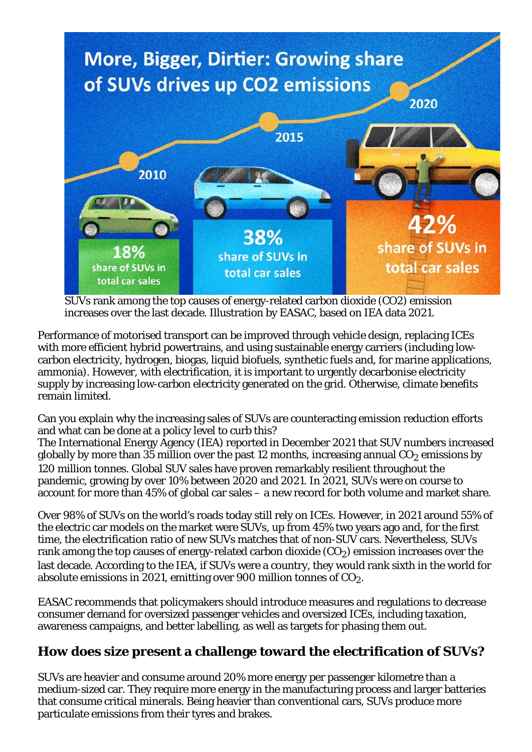SUVs rank among the top causes of energy-related carbon dioxide (CO2) emission increases over the last decade. Illustration by EASAC, based on IEA data 2021.

Performance of motorised transport can be improved through vehicle design, replacing ICEs with more efficient hybrid powertrains, and using sustainable energy carriers (including low-carbon electricity, hydrogen, biogas, liquid biofuels, synthetic fuels and, for marine applications, ammonia). However, with electrification, it is important to urgently decarbonise electricity supply by increasing low-carbon electricity generated on the grid. Otherwise, climate benefits remain limited.

Can you explain why the increasing sales of SUVs are counteracting emission reduction efforts and what can be done at a policy level to curb this?

The International Energy Agency (IEA) reported in December 2021 that SUV numbers increased globally by more than 35 million over the past 12 months, increasing annual $CO_2$ emissions by 120 million tonnes. Global SUV sales have proven remarkably resilient throughout the pandemic, growing by over 10% between 2020 and 2021. In 2021, SUVs were on course to account for more than 45% of global car sales – a new record for both volume and market share.

Over 98% of SUVs on the world's roads today still rely on ICEs. However, in 2021 around 55% of the electric car models on the market were SUVs, up from 45% two years ago and, for the first time, the electrification ratio of new SUVs matches that of non-SUV cars. Nevertheless, SUVs rank among the top causes of energy-related carbon dioxide ($CO_2$) emission increases over the last decade. According to the IEA, if SUVs were a country, they would rank sixth in the world for absolute emissions in 2021, emitting over 900 million tonnes of $CO_2$.

EASAC recommends that policymakers should introduce measures and regulations to decrease consumer demand for oversized passenger vehicles and oversized ICEs, including taxation, awareness campaigns, and better labelling, as well as targets for phasing them out.

## How does size present a challenge toward the electrification of SUVs?

SUVs are heavier and consume around 20% more energy per passenger kilometre than a medium-sized car. They require more energy in the manufacturing process and larger batteries that consume critical minerals. Being heavier than conventional cars, SUVs produce more particulate emissions from their tyres and brakes.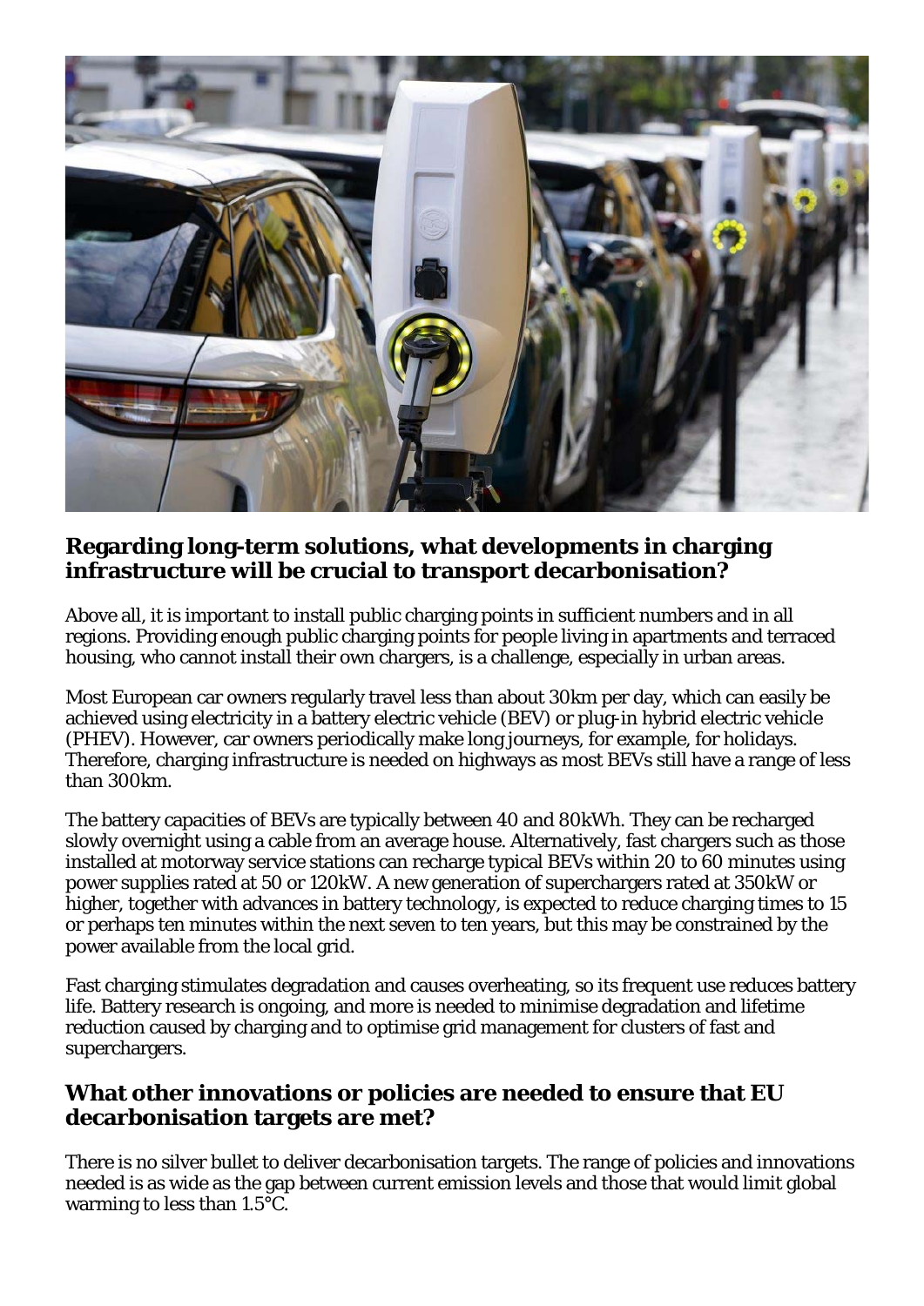## Regarding long-term solutions, what developments in charging infrastructure will be crucial to transport decarbonisation?

Above all, it is important to install public charging points in sufficient numbers and in all regions. Providing enough public charging points for people living in apartments and terraced housing, who cannot install their own chargers, is a challenge, especially in urban areas.

Most European car owners regularly travel less than about 30km per day, which can easily be achieved using electricity in a battery electric vehicle (BEV) or plug-in hybrid electric vehicle (PHEV). However, car owners periodically make long journeys, for example, for holidays. Therefore, charging infrastructure is needed on highways as most BEVs still have a range of less than 300km.

The battery capacities of BEVs are typically between 40 and 80kWh. They can be recharged slowly overnight using a cable from an average house. Alternatively, fast chargers such as those installed at motorway service stations can recharge typical BEVs within 20 to 60 minutes using power supplies rated at 50 or 120kW. A new generation of superchargers rated at 350kW or higher, together with advances in battery technology, is expected to reduce charging times to 15 or perhaps ten minutes within the next seven to ten years, but this may be constrained by the power available from the local grid.

Fast charging stimulates degradation and causes overheating, so its frequent use reduces battery life. Battery research is ongoing, and more is needed to minimise degradation and lifetime reduction caused by charging and to optimise grid management for clusters of fast and superchargers.

## What other innovations or policies are needed to ensure that EU decarbonisation targets are met?

There is no silver bullet to deliver decarbonisation targets. The range of policies and innovations needed is as wide as the gap between current emission levels and those that would limit global warming to less than 1.5°C.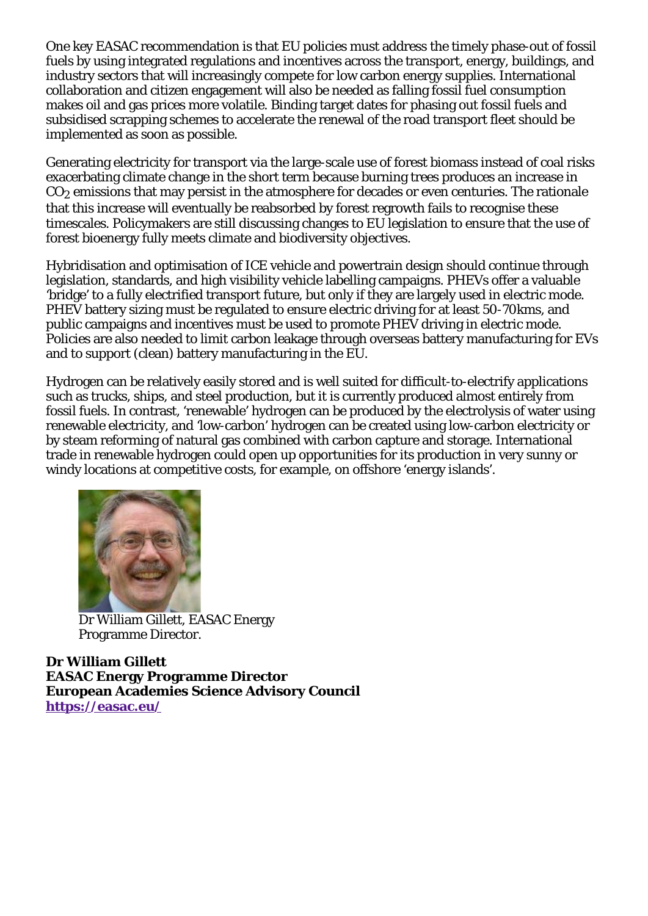One key EASAC recommendation is that EU policies must address the timely phase-out of fossil fuels by using integrated regulations and incentives across the transport, energy, buildings, and industry sectors that will increasingly compete for low carbon energy supplies. International collaboration and citizen engagement will also be needed as falling fossil fuel consumption makes oil and gas prices more volatile. Binding target dates for phasing out fossil fuels and subsidised scrapping schemes to accelerate the renewal of the road transport fleet should be implemented as soon as possible.

Generating electricity for transport via the large-scale use of forest biomass instead of coal risks exacerbating climate change in the short term because burning trees produces an increase in $CO_2$ emissions that may persist in the atmosphere for decades or even centuries. The rationale that this increase will eventually be reabsorbed by forest regrowth fails to recognise these timescales. Policymakers are still discussing changes to EU legislation to ensure that the use of forest bioenergy fully meets climate and biodiversity objectives.

Hybridisation and optimisation of ICE vehicle and powertrain design should continue through legislation, standards, and high visibility vehicle labelling campaigns. PHEVs offer a valuable 'bridge' to a fully electrified transport future, but only if they are largely used in electric mode. PHEV battery sizing must be regulated to ensure electric driving for at least 50-70kms, and public campaigns and incentives must be used to promote PHEV driving in electric mode. Policies are also needed to limit carbon leakage through overseas battery manufacturing for EVs and to support (clean) battery manufacturing in the EU.

Hydrogen can be relatively easily stored and is well suited for difficult-to-electrify applications such as trucks, ships, and steel production, but it is currently produced almost entirely from fossil fuels. In contrast, 'renewable' hydrogen can be produced by the electrolysis of water using renewable electricity, and 'low-carbon' hydrogen can be created using low-carbon electricity or by steam reforming of natural gas combined with carbon capture and storage. International trade in renewable hydrogen could open up opportunities for its production in very sunny or windy locations at competitive costs, for example, on offshore 'energy islands'.

Dr William Gillett, EASAC Energy Programme Director.

**Dr William Gillett**
**EASAC Energy Programme Director**
**European Academies Science Advisory Council**
**[https://easac.eu/](https://easac.eu/)**